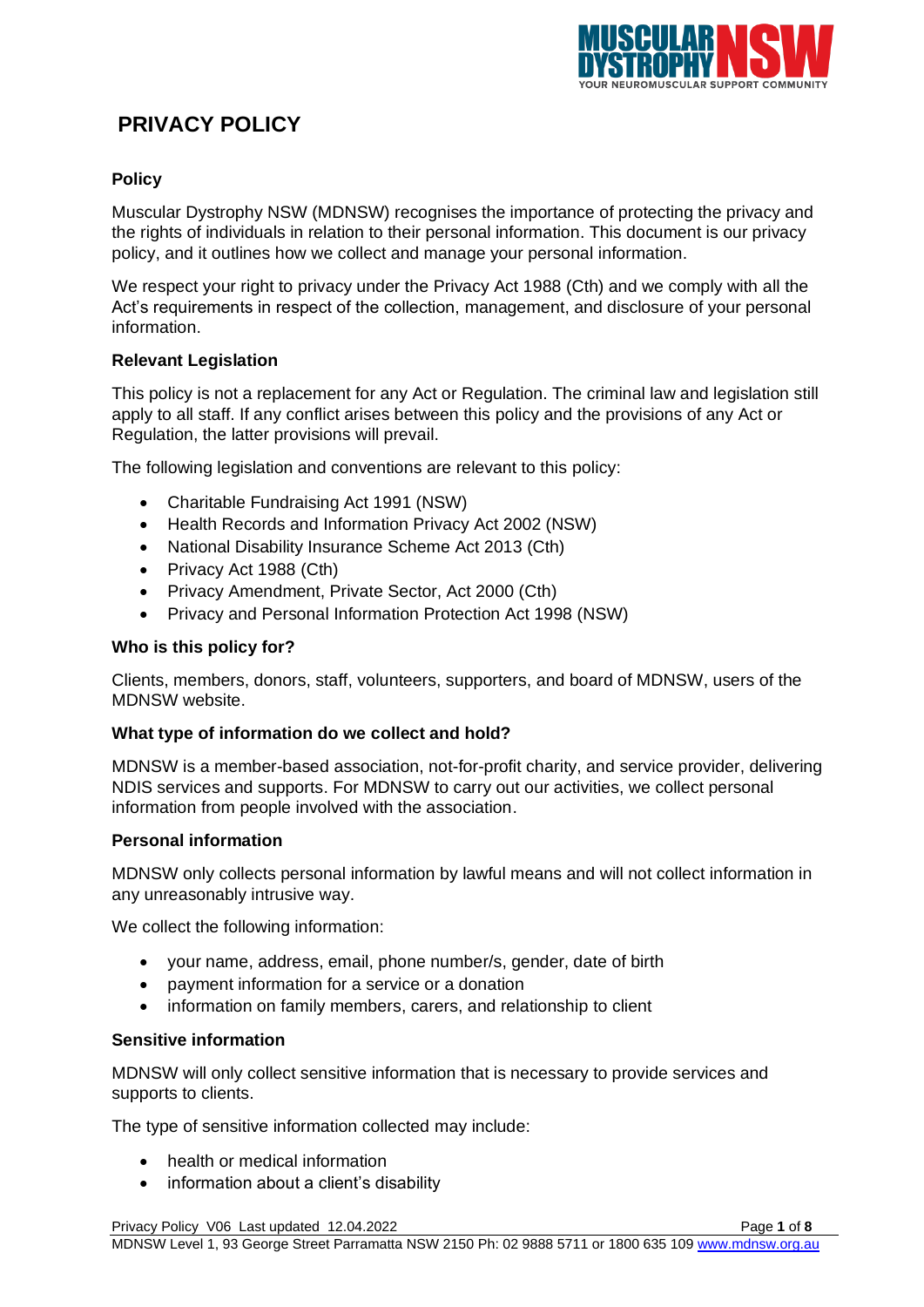# PRIVACY POLICY

### Policy

Muscular Dystrophy NSW (MDNSW) recognises the importance of protecting the privacy and the rights of individuals in relation to their personal information. This document is our privacy policy, and it outlines how we collect and manage your personal information.

We respect your right to privacy under the Privacy Act 1988 (Cth) and we comply with all the Act's requirements in respect of the collection, management, and disclosure of your personal information.

### Relevant Legislation

This policy is not a replacement for any Act or Regulation. The criminal law and legislation still apply to all staff. If any conflict arises between this policy and the provisions of any Act or Regulation, the latter provisions will prevail.

The following legislation and conventions are relevant to this policy:

- Charitable Fundraising Act 1991 (NSW)
- Health Records and Information Privacy Act 2002 (NSW)
- National Disability Insurance Scheme Act 2013 (Cth)
- Privacy Act 1988 (Cth)
- Privacy Amendment, Private Sector, Act 2000 (Cth)
- Privacy and Personal Information Protection Act 1998 (NSW)

### Who is this policy for?

Clients, members, donors, staff, volunteers, supporters, and board of MDNSW, users of the MDNSW website.

### What type of information do we collect and hold?

MDNSW is a member-based association, not-for-profit charity, and service provider, delivering NDIS services and supports. For MDNSW to carry out our activities, we collect personal information from people involved with the association.

### Personal information

MDNSW only collects personal information by lawful means and will not collect information in any unreasonably intrusive way.

We collect the following information:

- your name, address, email, phone number/s, gender, date of birth
- payment information for a service or a donation
- information on family members, carers, and relationship to client

### Sensitive information

MDNSW will only collect sensitive information that is necessary to provide services and supports to clients.

The type of sensitive information collected may include:

- health or medical information
- information about a client's disability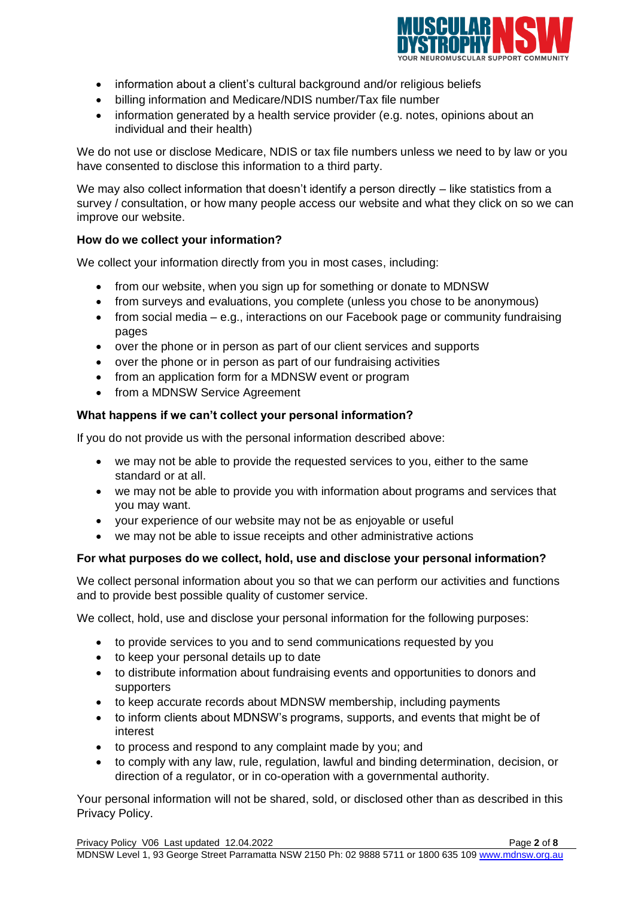- information about a client's cultural background and/or religious beliefs
- billing information and Medicare/NDIS number/Tax file number
- information generated by a health service provider (e.g. notes, opinions about an individual and their health)

We do not use or disclose Medicare, NDIS or tax file numbers unless we need to by law or you have consented to disclose this information to a third party.

We may also collect information that doesn't identify a person directly – like statistics from a survey / consultation, or how many people access our website and what they click on so we can improve our website.

**How do we collect your information?**

We collect your information directly from you in most cases, including:

- from our website, when you sign up for something or donate to MDNSW
- from surveys and evaluations, you complete (unless you chose to be anonymous)
- from social media – e.g., interactions on our Facebook page or community fundraising pages
- over the phone or in person as part of our client services and supports
- over the phone or in person as part of our fundraising activities
- from an application form for a MDNSW event or program
- from a MDNSW Service Agreement

**What happens if we can't collect your personal information?**

If you do not provide us with the personal information described above:

- we may not be able to provide the requested services to you, either to the same standard or at all.
- we may not be able to provide you with information about programs and services that you may want.
- your experience of our website may not be as enjoyable or useful
- we may not be able to issue receipts and other administrative actions

**For what purposes do we collect, hold, use and disclose your personal information?**

We collect personal information about you so that we can perform our activities and functions and to provide best possible quality of customer service.

We collect, hold, use and disclose your personal information for the following purposes:

- to provide services to you and to send communications requested by you
- to keep your personal details up to date
- to distribute information about fundraising events and opportunities to donors and supporters
- to keep accurate records about MDNSW membership, including payments
- to inform clients about MDNSW's programs, supports, and events that might be of interest
- to process and respond to any complaint made by you; and
- to comply with any law, rule, regulation, lawful and binding determination, decision, or direction of a regulator, or in co-operation with a governmental authority.

Your personal information will not be shared, sold, or disclosed other than as described in this Privacy Policy.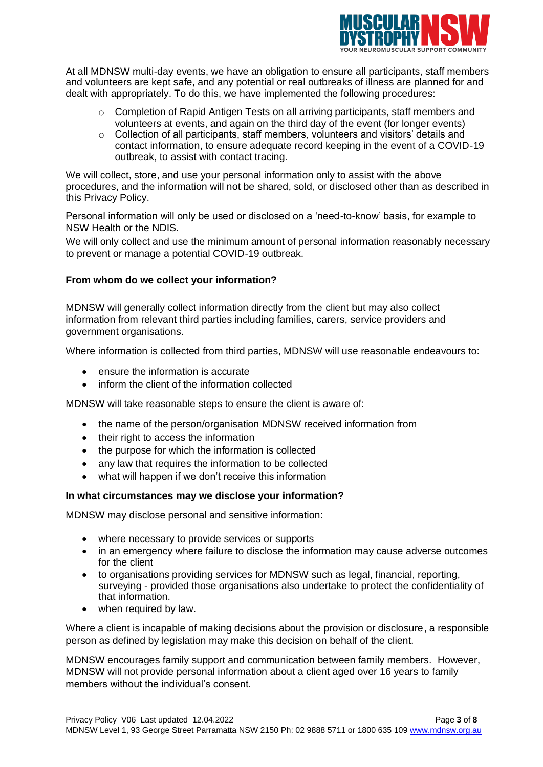At all MDNSW multi-day events, we have an obligation to ensure all participants, staff members and volunteers are kept safe, and any potential or real outbreaks of illness are planned for and dealt with appropriately. To do this, we have implemented the following procedures:

- Completion of Rapid Antigen Tests on all arriving participants, staff members and volunteers at events, and again on the third day of the event (for longer events)
- Collection of all participants, staff members, volunteers and visitors' details and contact information, to ensure adequate record keeping in the event of a COVID-19 outbreak, to assist with contact tracing.

We will collect, store, and use your personal information only to assist with the above procedures, and the information will not be shared, sold, or disclosed other than as described in this Privacy Policy.

Personal information will only be used or disclosed on a 'need-to-know' basis, for example to NSW Health or the NDIS.

We will only collect and use the minimum amount of personal information reasonably necessary to prevent or manage a potential COVID-19 outbreak.

**From whom do we collect your information?**

MDNSW will generally collect information directly from the client but may also collect information from relevant third parties including families, carers, service providers and government organisations.

Where information is collected from third parties, MDNSW will use reasonable endeavours to:

- ensure the information is accurate
- inform the client of the information collected

MDNSW will take reasonable steps to ensure the client is aware of:

- the name of the person/organisation MDNSW received information from
- their right to access the information
- the purpose for which the information is collected
- any law that requires the information to be collected
- what will happen if we don't receive this information

**In what circumstances may we disclose your information?**

MDNSW may disclose personal and sensitive information:

- where necessary to provide services or supports
- in an emergency where failure to disclose the information may cause adverse outcomes for the client
- to organisations providing services for MDNSW such as legal, financial, reporting, surveying - provided those organisations also undertake to protect the confidentiality of that information.
- when required by law.

Where a client is incapable of making decisions about the provision or disclosure, a responsible person as defined by legislation may make this decision on behalf of the client.

MDNSW encourages family support and communication between family members. However, MDNSW will not provide personal information about a client aged over 16 years to family members without the individual's consent.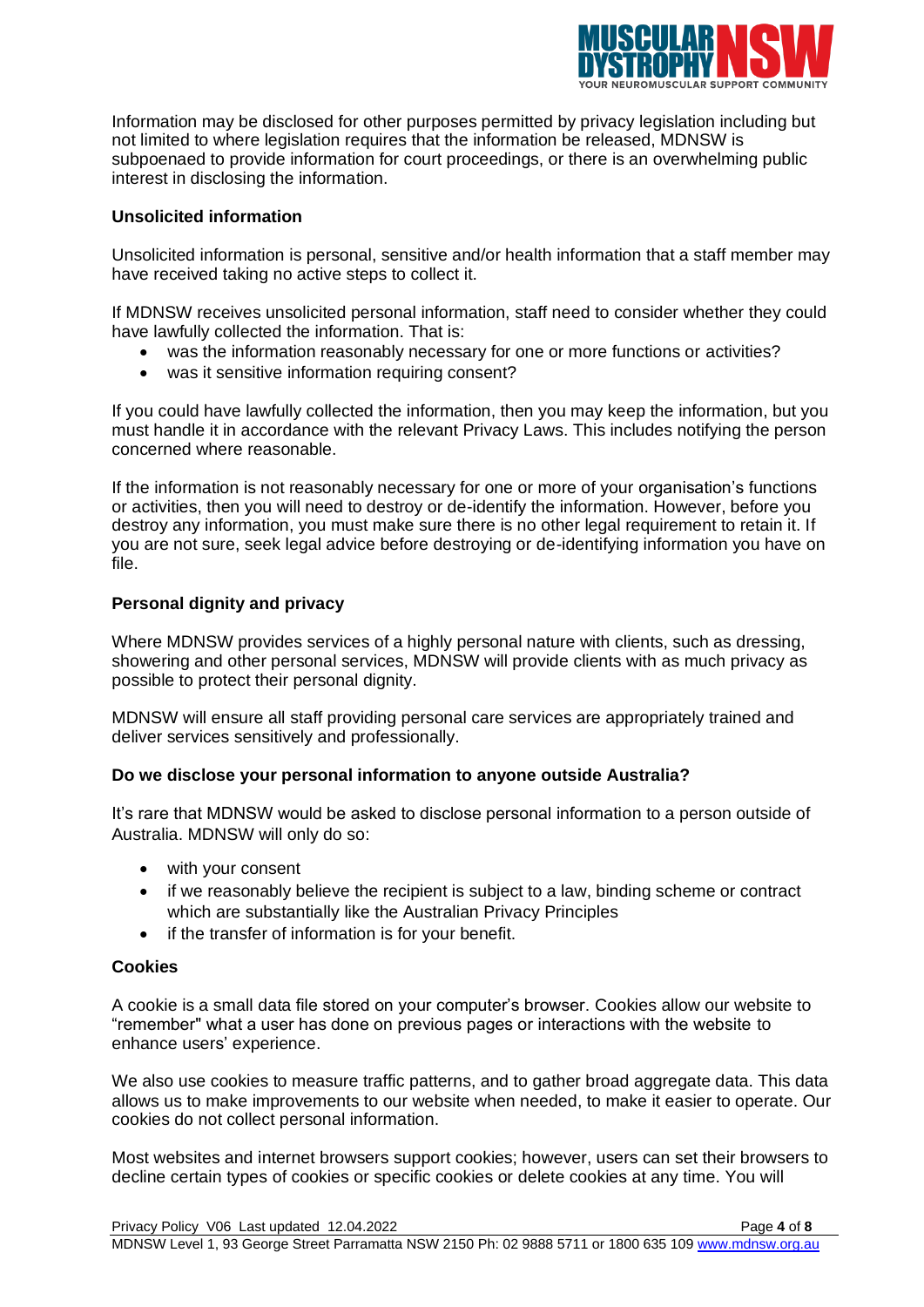Information may be disclosed for other purposes permitted by privacy legislation including but not limited to where legislation requires that the information be released, MDNSW is subpoenaed to provide information for court proceedings, or there is an overwhelming public interest in disclosing the information.

**Unsolicited information**

Unsolicited information is personal, sensitive and/or health information that a staff member may have received taking no active steps to collect it.

If MDNSW receives unsolicited personal information, staff need to consider whether they could have lawfully collected the information. That is:

- was the information reasonably necessary for one or more functions or activities?
- was it sensitive information requiring consent?

If you could have lawfully collected the information, then you may keep the information, but you must handle it in accordance with the relevant Privacy Laws. This includes notifying the person concerned where reasonable.

If the information is not reasonably necessary for one or more of your organisation's functions or activities, then you will need to destroy or de-identify the information. However, before you destroy any information, you must make sure there is no other legal requirement to retain it. If you are not sure, seek legal advice before destroying or de-identifying information you have on file.

**Personal dignity and privacy**

Where MDNSW provides services of a highly personal nature with clients, such as dressing, showering and other personal services, MDNSW will provide clients with as much privacy as possible to protect their personal dignity.

MDNSW will ensure all staff providing personal care services are appropriately trained and deliver services sensitively and professionally.

**Do we disclose your personal information to anyone outside Australia?**

It's rare that MDNSW would be asked to disclose personal information to a person outside of Australia. MDNSW will only do so:

- with your consent
- if we reasonably believe the recipient is subject to a law, binding scheme or contract which are substantially like the Australian Privacy Principles
- if the transfer of information is for your benefit.

**Cookies**

A cookie is a small data file stored on your computer's browser. Cookies allow our website to "remember" what a user has done on previous pages or interactions with the website to enhance users' experience.

We also use cookies to measure traffic patterns, and to gather broad aggregate data. This data allows us to make improvements to our website when needed, to make it easier to operate. Our cookies do not collect personal information.

Most websites and internet browsers support cookies; however, users can set their browsers to decline certain types of cookies or specific cookies or delete cookies at any time. You will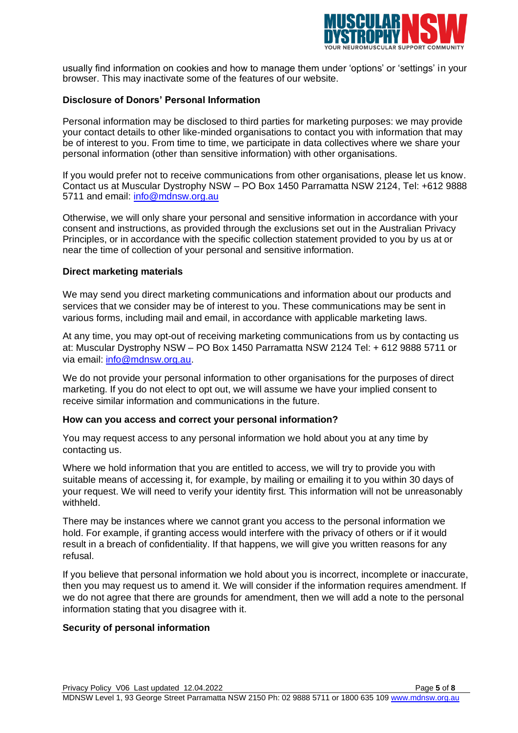usually find information on cookies and how to manage them under 'options' or 'settings' in your browser. This may inactivate some of the features of our website.

**Disclosure of Donors' Personal Information**

Personal information may be disclosed to third parties for marketing purposes: we may provide your contact details to other like-minded organisations to contact you with information that may be of interest to you. From time to time, we participate in data collectives where we share your personal information (other than sensitive information) with other organisations.

If you would prefer not to receive communications from other organisations, please let us know. Contact us at Muscular Dystrophy NSW – PO Box 1450 Parramatta NSW 2124, Tel: +612 9888 5711 and email: info@mdnsw.org.au

Otherwise, we will only share your personal and sensitive information in accordance with your consent and instructions, as provided through the exclusions set out in the Australian Privacy Principles, or in accordance with the specific collection statement provided to you by us at or near the time of collection of your personal and sensitive information.

**Direct marketing materials**

We may send you direct marketing communications and information about our products and services that we consider may be of interest to you. These communications may be sent in various forms, including mail and email, in accordance with applicable marketing laws.

At any time, you may opt-out of receiving marketing communications from us by contacting us at: Muscular Dystrophy NSW – PO Box 1450 Parramatta NSW 2124 Tel: + 612 9888 5711 or via email: info@mdnsw.org.au.

We do not provide your personal information to other organisations for the purposes of direct marketing. If you do not elect to opt out, we will assume we have your implied consent to receive similar information and communications in the future.

**How can you access and correct your personal information?**

You may request access to any personal information we hold about you at any time by contacting us.

Where we hold information that you are entitled to access, we will try to provide you with suitable means of accessing it, for example, by mailing or emailing it to you within 30 days of your request. We will need to verify your identity first. This information will not be unreasonably withheld.

There may be instances where we cannot grant you access to the personal information we hold. For example, if granting access would interfere with the privacy of others or if it would result in a breach of confidentiality. If that happens, we will give you written reasons for any refusal.

If you believe that personal information we hold about you is incorrect, incomplete or inaccurate, then you may request us to amend it. We will consider if the information requires amendment. If we do not agree that there are grounds for amendment, then we will add a note to the personal information stating that you disagree with it.

**Security of personal information**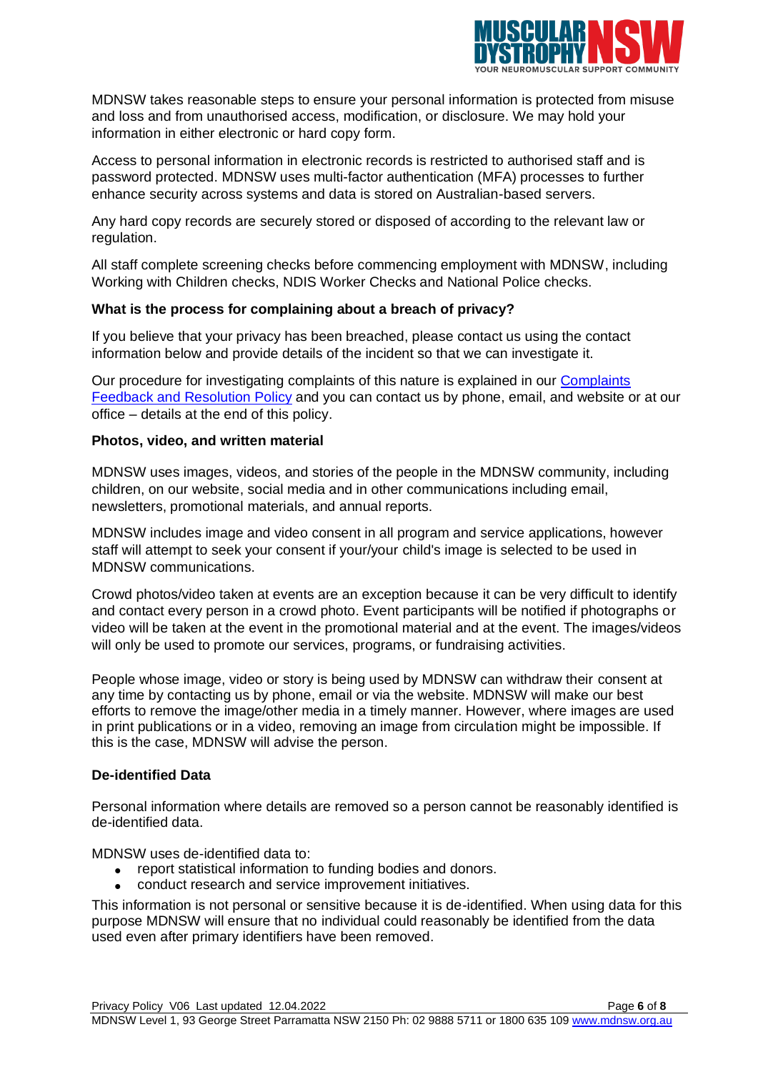MDNSW takes reasonable steps to ensure your personal information is protected from misuse and loss and from unauthorised access, modification, or disclosure. We may hold your information in either electronic or hard copy form.

Access to personal information in electronic records is restricted to authorised staff and is password protected. MDNSW uses multi-factor authentication (MFA) processes to further enhance security across systems and data is stored on Australian-based servers.

Any hard copy records are securely stored or disposed of according to the relevant law or regulation.

All staff complete screening checks before commencing employment with MDNSW, including Working with Children checks, NDIS Worker Checks and National Police checks.

**What is the process for complaining about a breach of privacy?**

If you believe that your privacy has been breached, please contact us using the contact information below and provide details of the incident so that we can investigate it.

Our procedure for investigating complaints of this nature is explained in our Complaints Feedback and Resolution Policy and you can contact us by phone, email, and website or at our office – details at the end of this policy.

**Photos, video, and written material**

MDNSW uses images, videos, and stories of the people in the MDNSW community, including children, on our website, social media and in other communications including email, newsletters, promotional materials, and annual reports.

MDNSW includes image and video consent in all program and service applications, however staff will attempt to seek your consent if your/your child's image is selected to be used in MDNSW communications.

Crowd photos/video taken at events are an exception because it can be very difficult to identify and contact every person in a crowd photo. Event participants will be notified if photographs or video will be taken at the event in the promotional material and at the event. The images/videos will only be used to promote our services, programs, or fundraising activities.

People whose image, video or story is being used by MDNSW can withdraw their consent at any time by contacting us by phone, email or via the website. MDNSW will make our best efforts to remove the image/other media in a timely manner. However, where images are used in print publications or in a video, removing an image from circulation might be impossible. If this is the case, MDNSW will advise the person.

**De-identified Data**

Personal information where details are removed so a person cannot be reasonably identified is de-identified data.

MDNSW uses de-identified data to:

- report statistical information to funding bodies and donors.
- conduct research and service improvement initiatives.

This information is not personal or sensitive because it is de-identified. When using data for this purpose MDNSW will ensure that no individual could reasonably be identified from the data used even after primary identifiers have been removed.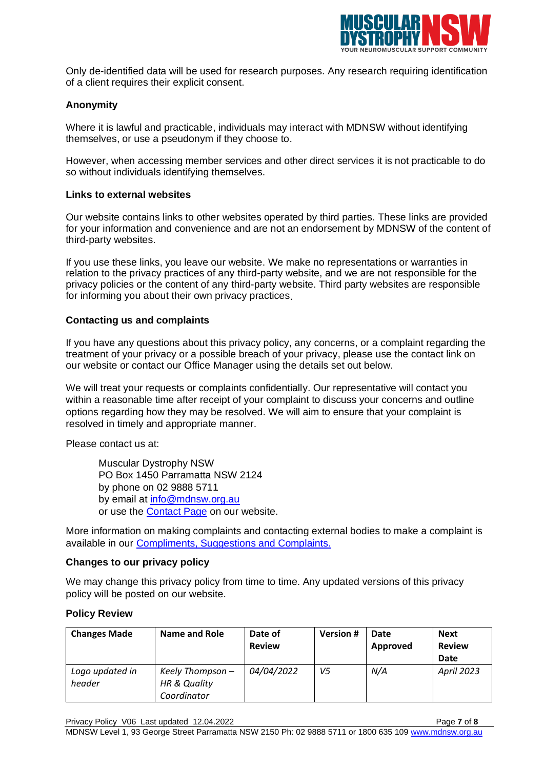Only de-identified data will be used for research purposes. Any research requiring identification of a client requires their explicit consent.

### Anonymity

Where it is lawful and practicable, individuals may interact with MDNSW without identifying themselves, or use a pseudonym if they choose to.

However, when accessing member services and other direct services it is not practicable to do so without individuals identifying themselves.

### Links to external websites

Our website contains links to other websites operated by third parties. These links are provided for your information and convenience and are not an endorsement by MDNSW of the content of third-party websites.

If you use these links, you leave our website. We make no representations or warranties in relation to the privacy practices of any third-party website, and we are not responsible for the privacy policies or the content of any third-party website. Third party websites are responsible for informing you about their own privacy practices.

### Contacting us and complaints

If you have any questions about this privacy policy, any concerns, or a complaint regarding the treatment of your privacy or a possible breach of your privacy, please use the contact link on our website or contact our Office Manager using the details set out below.

We will treat your requests or complaints confidentially. Our representative will contact you within a reasonable time after receipt of your complaint to discuss your concerns and outline options regarding how they may be resolved. We will aim to ensure that your complaint is resolved in timely and appropriate manner.

Please contact us at:

> Muscular Dystrophy NSW
> PO Box 1450 Parramatta NSW 2124
> by phone on 02 9888 5711
> by email at info@mdnsw.org.au
> or use the Contact Page on our website.

More information on making complaints and contacting external bodies to make a complaint is available in our Compliments, Suggestions and Complaints.

### Changes to our privacy policy

We may change this privacy policy from time to time. Any updated versions of this privacy policy will be posted on our website.

### Policy Review

| Changes Made | Name and Role | Date of Review | Version # | Date Approved | Next Review Date |
|---|---|---|---|---|---|
| *Logo updated in header* | *Keely Thompson – HR & Quality Coordinator* | *04/04/2022* | *V5* | *N/A* | *April 2023* |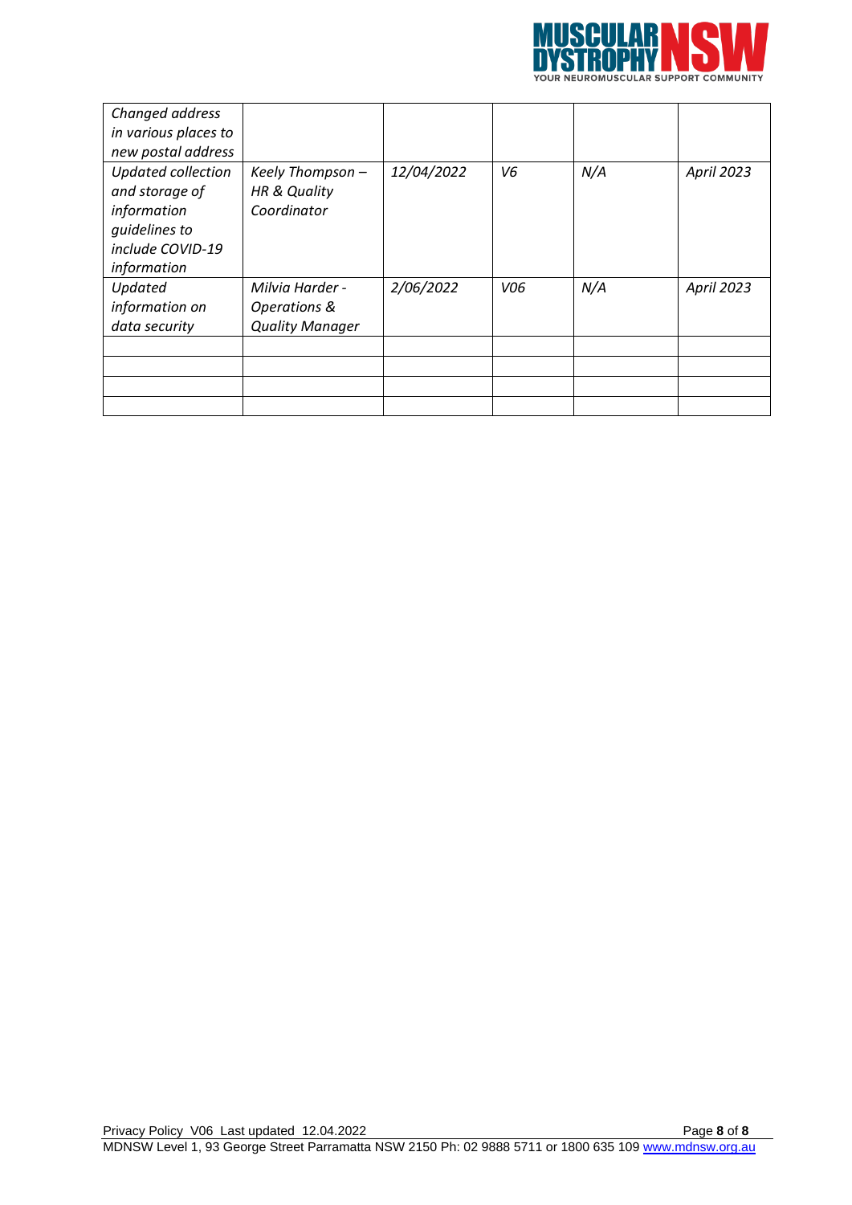| | | | | | |
|---|---|---|---|---|---|
| *Changed address in various places to new postal address* | | | | | |
| *Updated collection and storage of information guidelines to include COVID-19 information* | *Keely Thompson – HR & Quality Coordinator* | *12/04/2022* | *V6* | *N/A* | *April 2023* |
| *Updated information on data security* | *Milvia Harder - Operations & Quality Manager* | *2/06/2022* | *V06* | *N/A* | *April 2023* |
| | | | | | |
| | | | | | |
| | | | | | |
| | | | | | |